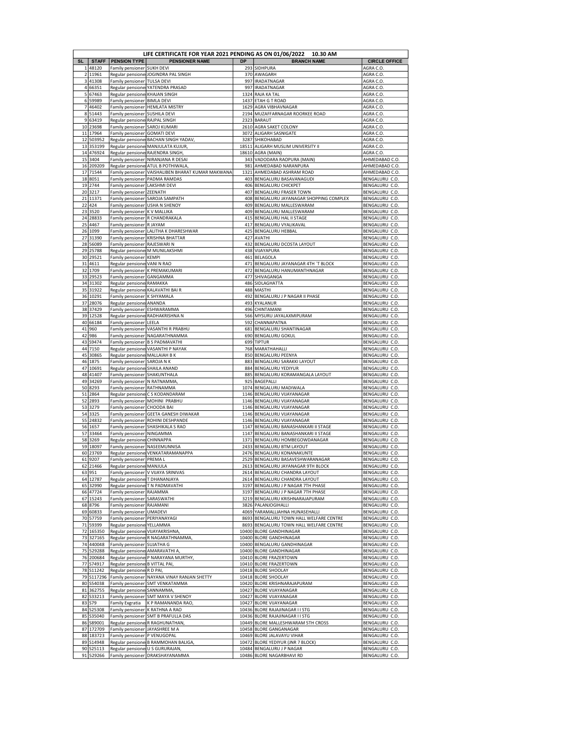# LIFE CERTIFICATE FOR YEAR 2021 PENDING AS ON 01/06/2022 10.30 AM

| SL | STAFF | PENSION TYPE | PENSIONER NAME | DP | BRANCH NAME | CIRCLE OFFICE |
|---|---|---|---|---|---|---|
| 1 | 48120 | Family pensioner | SUKH DEVI | 293 | SIDHPURA | AGRA C.O. |
| 2 | 11961 | Regular pensioner | JOGINDRA PAL SINGH | 370 | AWAGARH | AGRA C.O. |
| 3 | 41308 | Family pensioner | TULSA DEVI | 997 | IRADATNAGAR | AGRA C.O. |
| 4 | 66351 | Regular pensioner | YATENDRA PRASAD | 997 | IRADATNAGAR | AGRA C.O. |
| 5 | 67463 | Regular pensioner | KHAJAN SINGH | 1324 | RAJA KA TAL | AGRA C.O. |
| 6 | 59989 | Family pensioner | BIMLA DEVI | 1437 | ETAH G T ROAD | AGRA C.O. |
| 7 | 46402 | Family pensioner | HEMLATA MISTRY | 1629 | AGRA VIBHAVNAGAR | AGRA C.O. |
| 8 | 51443 | Family pensioner | SUSHILA DEVI | 2194 | MUZAFFARNAGAR ROORKEE ROAD | AGRA C.O. |
| 9 | 63419 | Regular pensioner | RAJPAL SINGH | 2323 | BARAUT | AGRA C.O. |
| 10 | 23698 | Family pensioner | SAROJ KUMARI | 2610 | AGRA SAKET COLONY | AGRA C.O. |
| 11 | 17964 | Family pensioner | GOMATI DEVI | 3072 | ALIGARH SASNIGATE | AGRA C.O. |
| 12 | 503952 | Regular pensioner | BACHAN SINGH YADAV, | 3287 | SHIKOHABAD | AGRA C.O. |
| 13 | 353199 | Regular pensioner | MANJULATA KUJUR, | 18511 | ALIGARH MUSLIM UNIVERSITY II | AGRA C.O. |
| 14 | 476924 | Regular pensioner | RAJENDRA SINGH, | 18610 | AGRA (MAIN) | AGRA C.O. |
| 15 | 3404 | Family pensioner | NIRANJANA R DESAI | 343 | VADODARA RAOPURA (MAIN) | AHMEDABAD C.O. |
| 16 | 209209 | Regular pensioner | ATUL B POTHIWALA, | 981 | AHMEDABAD NARANPURA | AHMEDABAD C.O. |
| 17 | 71544 | Family pensioner | VAISHALIBEN BHARAT KUMAR MAKWANA | 1321 | AHMEDABAD ASHRAM ROAD | AHMEDABAD C.O. |
| 18 | 8051 | Family pensioner | PADMA RAMDAS | 403 | BENGALURU BASAVANAGUDI | BENGALURU C.O. |
| 19 | 2744 | Family pensioner | LAKSHMI DEVI | 406 | BENGALURU CHICKPET | BENGALURU C.O. |
| 20 | 3217 | Family pensioner | ZEENATH | 407 | BENGALURU FRASER TOWN | BENGALURU C.O. |
| 21 | 11371 | Family pensioner | SAROJA SAMPATH | 408 | BENGALURU JAYANAGAR SHOPPING COMPLEX | BENGALURU C.O. |
| 22 | 424 | Family pensioner | USHA N SHENOY | 409 | BENGALURU MALLESWARAM | BENGALURU C.O. |
| 23 | 3520 | Family pensioner | K V MALLIKA | 409 | BENGALURU MALLESWARAM | BENGALURU C.O. |
| 24 | 28833 | Family pensioner | R CHANDRAKALA | 415 | BENGALURU HAL II STAGE | BENGALURU C.O. |
| 25 | 4467 | Family pensioner | R JAYAM | 417 | BENGALURU VYALIKAVAL | BENGALURU C.O. |
| 26 | 1099 | Family pensioner | LALITHA K DHARESHWAR | 425 | BENGALURU HEBBAL | BENGALURU C.O. |
| 27 | 31390 | Family pensioner | KRISHNA BHATTAR | 427 | AVATHI | BENGALURU C.O. |
| 28 | 56089 | Family pensioner | RAJESWARI N | 432 | BENGALURU DCOSTA LAYOUT | BENGALURU C.O. |
| 29 | 25788 | Regular pensioner | M MUNILAKSHMI | 438 | VIJAYAPURA | BENGALURU C.O. |
| 30 | 29521 | Family pensioner | KEMPI | 461 | BELAGOLA | BENGALURU C.O. |
| 31 | 4611 | Regular pensioner | VANI N RAO | 471 | BENGALURU JAYANAGAR 4TH `T BLOCK | BENGALURU C.O. |
| 32 | 1709 | Family pensioner | K PREMAKUMARI | 472 | BENGALURU HANUMANTHNAGAR | BENGALURU C.O. |
| 33 | 29523 | Family pensioner | GANGAMMA | 477 | SHIVAGANGA | BENGALURU C.O. |
| 34 | 31302 | Regular pensioner | RAMAKKA | 486 | SIDLAGHATTA | BENGALURU C.O. |
| 35 | 31922 | Regular pensioner | KALAVATHI BAI R | 488 | MASTHI | BENGALURU C.O. |
| 36 | 10291 | Family pensioner | K SHYAMALA | 492 | BENGALURU J P NAGAR II PHASE | BENGALURU C.O. |
| 37 | 28076 | Regular pensioner | ANANDA | 493 | KYALANUR | BENGALURU C.O. |
| 38 | 37429 | Family pensioner | ESHWARAMMA | 496 | CHINTAMANI | BENGALURU C.O. |
| 39 | 12528 | Regular pensioner | RADHAKRISHNA N | 566 | MYSURU JAYALAXMIPURAM | BENGALURU C.O. |
| 40 | 66184 | Family pensioner | LEELA | 592 | CHANNAPATNA | BENGALURU C.O. |
| 41 | 960 | Family pensioner | VASANTHI R PRABHU | 681 | BENGALURU SHANTINAGAR | BENGALURU C.O. |
| 42 | 986 | Family pensioner | NAGARATHNAMMA | 690 | BENGALURU GOKUL | BENGALURU C.O. |
| 43 | S9474 | Family pensioner | B S PADMAVATHI | 699 | TIPTUR | BENGALURU C.O. |
| 44 | 7150 | Regular pensioner | VASANTHI P NAYAK | 768 | MARATHAHALLI | BENGALURU C.O. |
| 45 | 30865 | Regular pensioner | MALLAIAH B K | 850 | BENGALURU PEENYA | BENGALURU C.O. |
| 46 | 1875 | Family pensioner | SAROJA N K | 883 | BENGALURU SARAKKI LAYOUT | BENGALURU C.O. |
| 47 | 10691 | Regular pensioner | SHAILA ANAND | 884 | BENGALURU YEDIYUR | BENGALURU C.O. |
| 48 | 41407 | Family pensioner | SHAKUNTHALA | 885 | BENGALURU KORAMANGALA LAYOUT | BENGALURU C.O. |
| 49 | 34269 | Family pensioner | N RATNAMMA, | 925 | BAGEPALLI | BENGALURU C.O. |
| 50 | 8293 | Family pensioner | RATHNAMMA | 1074 | BENGALURU MADIWALA | BENGALURU C.O. |
| 51 | 2864 | Regular pensioner | C S KODANDARAM | 1146 | BENGALURU VIJAYANAGAR | BENGALURU C.O. |
| 52 | 2893 | Family pensioner | MOHINI PRABHU | 1146 | BENGALURU VIJAYANAGAR | BENGALURU C.O. |
| 53 | 3279 | Family pensioner | CHOODA BAI | 1146 | BENGALURU VIJAYANAGAR | BENGALURU C.O. |
| 54 | 3325 | Family pensioner | GEETA GANESH DIWAKAR | 1146 | BENGALURU VIJAYANAGAR | BENGALURU C.O. |
| 55 | 24832 | Family pensioner | ROHINI DESHPANDE | 1146 | BENGALURU VIJAYANAGAR | BENGALURU C.O. |
| 56 | 1657 | Family pensioner | SHASHIKALA S RAO | 1147 | BENGALURU BANASHANKARI II STAGE | BENGALURU C.O. |
| 57 | 33464 | Family pensioner | NINGAMMA | 1147 | BENGALURU BANASHANKARI II STAGE | BENGALURU C.O. |
| 58 | 3269 | Regular pensioner | CHINNAPPA | 1371 | BENGALURU HOMBEGOWDANAGAR | BENGALURU C.O. |
| 59 | 18097 | Family pensioner | NASEEMUNNISA | 2433 | BENGALURU BTM LAYOUT | BENGALURU C.O. |
| 60 | 23769 | Regular pensioner | VENKATARAMANAPPA | 2476 | BENGALURU KONANAKUNTE | BENGALURU C.O. |
| 61 | 9207 | Family pensioner | PREMA L | 2529 | BENGALURU BASAVESHWARANAGAR | BENGALURU C.O. |
| 62 | 21466 | Regular pensioner | MANJULA | 2613 | BENGALURU JAYANAGAR 9TH BLOCK | BENGALURU C.O. |
| 63 | 951 | Family pensioner | V VIJAYA SRINIVAS | 2614 | BENGALURU CHANDRA LAYOUT | BENGALURU C.O. |
| 64 | 12787 | Regular pensioner | T DHANANJAYA | 2614 | BENGALURU CHANDRA LAYOUT | BENGALURU C.O. |
| 65 | 32990 | Regular pensioner | T N PADMAVATHI | 3197 | BENGALURU J P NAGAR 7TH PHASE | BENGALURU C.O. |
| 66 | 47724 | Family pensioner | RAJAMMA | 3197 | BENGALURU J P NAGAR 7TH PHASE | BENGALURU C.O. |
| 67 | 15243 | Family pensioner | SARASWATHI | 3219 | BENGALURU KRISHNARAJAPURAM | BENGALURU C.O. |
| 68 | 8796 | Family pensioner | RAJAMANI | 3826 | PALANJOGIHALLI | BENGALURU C.O. |
| 69 | 60833 | Family pensioner | UMADEVI | 4069 | YARAMALLIAHNA HUNASEHALLI | BENGALURU C.O. |
| 70 | 57759 | Family pensioner | PERIYANAYAGI | 8693 | BENGALURU TOWN HALL WELFARE CENTRE | BENGALURU C.O. |
| 71 | 59399 | Regular pensioner | YELLAMMA | 8693 | BENGALURU TOWN HALL WELFARE CENTRE | BENGALURU C.O. |
| 72 | 165350 | Regular pensioner | VIJAYAKRISHNA, | 10400 | BLORE GANDHINAGAR | BENGALURU C.O. |
| 73 | 327165 | Regular pensioner | R NAGARATHNAMMA, | 10400 | BLORE GANDHINAGAR | BENGALURU C.O. |
| 74 | 440048 | Family pensioner | SUJATHA G | 10400 | BENGALURU GANDHINAGAR | BENGALURU C.O. |
| 75 | 529288 | Regular pensioner | AMARAVATHI A, | 10400 | BLORE GANDHINAGAR | BENGALURU C.O. |
| 76 | 200684 | Regular pensioner | P NARAYANA MURTHY, | 10410 | BLORE FRAZERTOWN | BENGALURU C.O. |
| 77 | S74917 | Regular pensioner | B VITTAL PAI, | 10410 | BLORE FRAZERTOWN | BENGALURU C.O. |
| 78 | S11242 | Regular pensioner | R D PAI, | 10418 | BLORE SHOOLAY | BENGALURU C.O. |
| 79 | S117296 | Family pensioner | NAYANA VINAY RANJAN SHETTY | 10418 | BLORE SHOOLAY | BENGALURU C.O. |
| 80 | S54038 | Family pensioner | SMT VENKATAMMA | 10420 | BLORE KRISHNARAJAPURAM | BENGALURU C.O. |
| 81 | 362755 | Regular pensioner | SANNAMMA, | 10427 | BLORE VIJAYANAGAR | BENGALURU C.O. |
| 82 | S33213 | Family pensioner | SMT MAYA V SHENOY | 10427 | BLORE VIJAYANAGAR | BENGALURU C.O. |
| 83 | S79 | Family Exgratia | K P RAMANANDA RAO, | 10427 | BLORE VIJAYANAGAR | BENGALURU C.O. |
| 84 | S25308 | Family pensioner | K RATHNA A RAO | 10436 | BLORE RAJAJINAGAR I I STG | BENGALURU C.O. |
| 85 | S35040 | Family pensioner | SMT B PRAFULLA DAS | 10436 | BLORE RAJAJINAGAR I I STG | BENGALURU C.O. |
| 86 | S89001 | Regular pensioner | R RAGHUNATHAN, | 10449 | BLORE MALLESHWARAM 5TH CROSS | BENGALURU C.O. |
| 87 | 172709 | Family pensioner | JAYASHREE M A | 10458 | BLORE GANGANAGAR | BENGALURU C.O. |
| 88 | 183723 | Family pensioner | P VENUGOPAL | 10469 | BLORE JALAVAYU VIHAR | BENGALURU C.O. |
| 89 | S14948 | Regular pensioner | B RAMMOHAN BALIGA, | 10472 | BLORE YEDIYUR (JNR 7 BLOCK) | BENGALURU C.O. |
| 90 | S25113 | Regular pensioner | U S GURURAJAN, | 10484 | BENGALURU J P NAGAR | BENGALURU C.O. |
| 91 | S29266 | Family pensioner | DRAKSHAYANAMMA | 10486 | BLORE NAGARBHAVI RD | BENGALURU C.O. |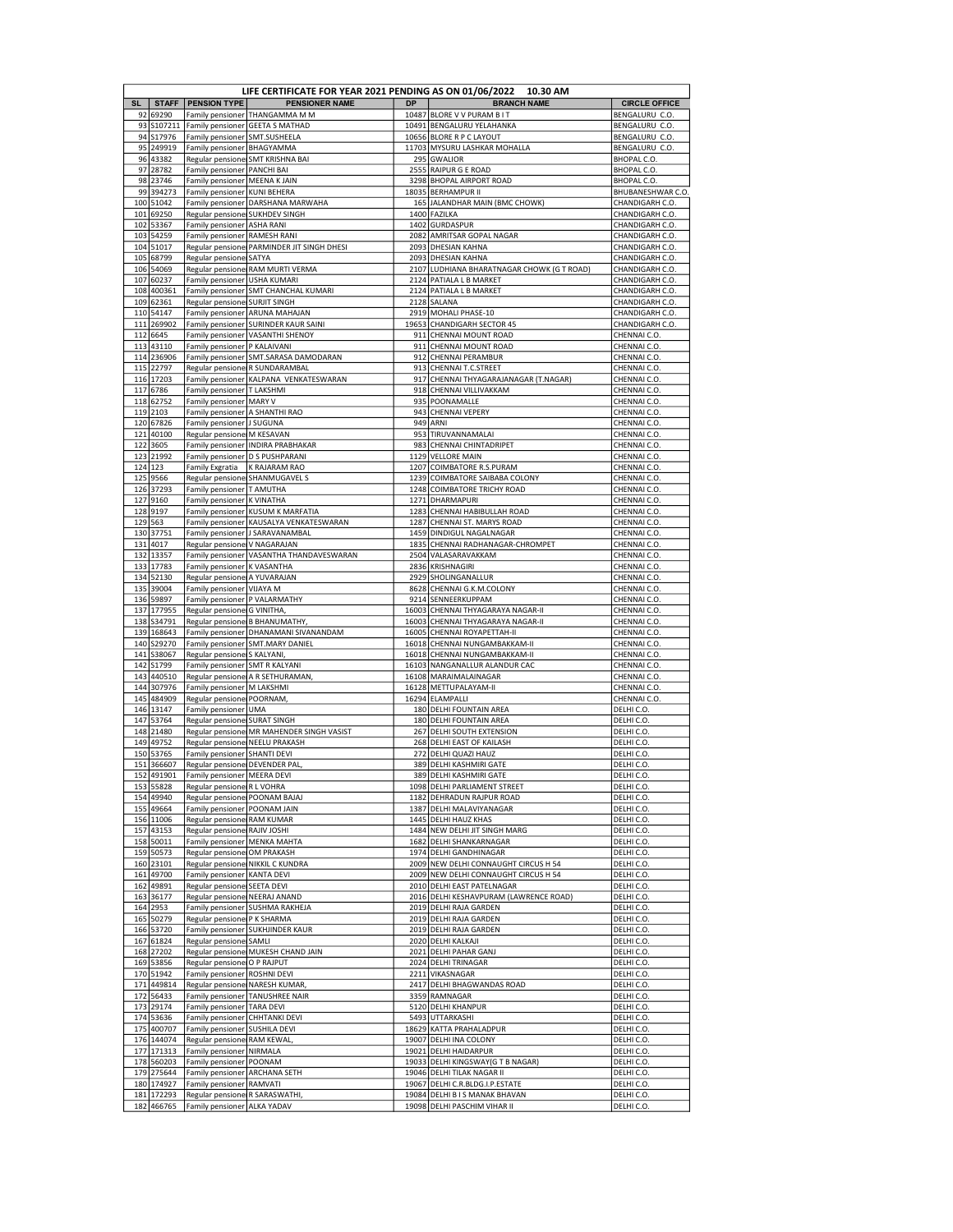| LIFE CERTIFICATE FOR YEAR 2021 PENDING AS ON 01/06/2022 10.30 AM | | | | | | |
|---|---|---|---|---|---|---|
| SL | STAFF | PENSION TYPE | PENSIONER NAME | DP | BRANCH NAME | CIRCLE OFFICE |
| 92 | 69290 | Family pensioner | THANGAMMA M M | 10487 | BLORE V V PURAM B I T | BENGALURU C.O. |
| 93 | S107211 | Family pensioner | GEETA S MATHAD | 10491 | BENGALURU YELAHANKA | BENGALURU C.O. |
| 94 | S17976 | Family pensioner | SMT.SUSHEELA | 10656 | BLORE R P C LAYOUT | BENGALURU C.O. |
| 95 | 249919 | Family pensioner | BHAGYAMMA | 11703 | MYSURU LASHKAR MOHALLA | BENGALURU C.O. |
| 96 | 43382 | Regular pensioner | SMT KRISHNA BAI | 295 | GWALIOR | BHOPAL C.O. |
| 97 | 28782 | Family pensioner | PANCHI BAI | 2555 | RAIPUR G E ROAD | BHOPAL C.O. |
| 98 | 23746 | Family pensioner | MEENA K JAIN | 3298 | BHOPAL AIRPORT ROAD | BHOPAL C.O. |
| 99 | 394273 | Family pensioner | KUNI BEHERA | 18035 | BERHAMPUR II | BHUBANESHWAR C.O. |
| 100 | 51042 | Family pensioner | DARSHANA MARWAHA | 165 | JALANDHAR MAIN (BMC CHOWK) | CHANDIGARH C.O. |
| 101 | 69250 | Regular pensioner | SUKHDEV SINGH | 1400 | FAZILKA | CHANDIGARH C.O. |
| 102 | 53367 | Family pensioner | ASHA RANI | 1402 | GURDASPUR | CHANDIGARH C.O. |
| 103 | 54259 | Family pensioner | RAMESH RANI | 2082 | AMRITSAR GOPAL NAGAR | CHANDIGARH C.O. |
| 104 | 51017 | Regular pensioner | PARMINDER JIT SINGH DHESI | 2093 | DHESIAN KAHNA | CHANDIGARH C.O. |
| 105 | 68799 | Regular pensioner | SATYA | 2093 | DHESIAN KAHNA | CHANDIGARH C.O. |
| 106 | 54069 | Regular pensioner | RAM MURTI VERMA | 2107 | LUDHIANA BHARATNAGAR CHOWK (G T ROAD) | CHANDIGARH C.O. |
| 107 | 60237 | Family pensioner | USHA KUMARI | 2124 | PATIALA L B MARKET | CHANDIGARH C.O. |
| 108 | 400361 | Family pensioner | SMT CHANCHAL KUMARI | 2124 | PATIALA L B MARKET | CHANDIGARH C.O. |
| 109 | 62361 | Regular pensioner | SURJIT SINGH | 2128 | SALANA | CHANDIGARH C.O. |
| 110 | 54147 | Family pensioner | ARUNA MAHAJAN | 2919 | MOHALI PHASE-10 | CHANDIGARH C.O. |
| 111 | 269902 | Family pensioner | SURINDER KAUR SAINI | 19653 | CHANDIGARH SECTOR 45 | CHANDIGARH C.O. |
| 112 | 6645 | Family pensioner | VASANTHI SHENOY | 911 | CHENNAI MOUNT ROAD | CHENNAI C.O. |
| 113 | 43110 | Family pensioner | P KALAIVANI | 911 | CHENNAI MOUNT ROAD | CHENNAI C.O. |
| 114 | 236906 | Family pensioner | SMT.SARASA DAMODARAN | 912 | CHENNAI PERAMBUR | CHENNAI C.O. |
| 115 | 22797 | Regular pensioner | R SUNDARAMBAL | 913 | CHENNAI T.C.STREET | CHENNAI C.O. |
| 116 | 17203 | Family pensioner | KALPANA VENKATESWARAN | 917 | CHENNAI THYAGARAJANAGAR (T.NAGAR) | CHENNAI C.O. |
| 117 | 6786 | Family pensioner | T LAKSHMI | 918 | CHENNAI VILLIVAKKAM | CHENNAI C.O. |
| 118 | 62752 | Family pensioner | MARY V | 935 | POONAMALLE | CHENNAI C.O. |
| 119 | 2103 | Family pensioner | A SHANTHI RAO | 943 | CHENNAI VEPERY | CHENNAI C.O. |
| 120 | 67826 | Family pensioner | J SUGUNA | 949 | ARNI | CHENNAI C.O. |
| 121 | 40100 | Regular pensioner | M KESAVAN | 953 | TIRUVANNAMALAI | CHENNAI C.O. |
| 122 | 3605 | Family pensioner | INDIRA PRABHAKAR | 983 | CHENNAI CHINTADRIPET | CHENNAI C.O. |
| 123 | 21992 | Family pensioner | D S PUSHPARANI | 1129 | VELLORE MAIN | CHENNAI C.O. |
| 124 | 123 | Family Exgratia | K RAJARAM RAO | 1207 | COIMBATORE R.S.PURAM | CHENNAI C.O. |
| 125 | 9566 | Regular pensioner | SHANMUGAVEL S | 1239 | COIMBATORE SAIBABA COLONY | CHENNAI C.O. |
| 126 | 37293 | Family pensioner | T AMUTHA | 1248 | COIMBATORE TRICHY ROAD | CHENNAI C.O. |
| 127 | 9160 | Family pensioner | K VINATHA | 1271 | DHARMAPURI | CHENNAI C.O. |
| 128 | 9197 | Family pensioner | KUSUM K MARFATIA | 1283 | CHENNAI HABIBULLAH ROAD | CHENNAI C.O. |
| 129 | 563 | Family pensioner | KAUSALYA VENKATESWARAN | 1287 | CHENNAI ST. MARYS ROAD | CHENNAI C.O. |
| 130 | 37751 | Family pensioner | J SARAVANAMBAL | 1459 | DINDIGUL NAGALNAGAR | CHENNAI C.O. |
| 131 | 4017 | Regular pensioner | V NAGARAJAN | 1835 | CHENNAI RADHANAGAR-CHROMPET | CHENNAI C.O. |
| 132 | 13357 | Family pensioner | VASANTHA THANDAVESWARAN | 2504 | VALASARAVAKKAM | CHENNAI C.O. |
| 133 | 17783 | Family pensioner | K VASANTHA | 2836 | KRISHNAGIRI | CHENNAI C.O. |
| 134 | 52130 | Regular pensioner | A YUVARAJAN | 2929 | SHOLINGANALLUR | CHENNAI C.O. |
| 135 | 39004 | Family pensioner | VIJAYA M | 8628 | CHENNAI G.K.M.COLONY | CHENNAI C.O. |
| 136 | 59897 | Family pensioner | P VALARMATHY | 9214 | SENNEERKUPPAM | CHENNAI C.O. |
| 137 | 177955 | Regular pensioner | G VINITHA, | 16003 | CHENNAI THYAGARAYA NAGAR-II | CHENNAI C.O. |
| 138 | S34791 | Regular pensioner | B BHANUMATHY, | 16003 | CHENNAI THYAGARAYA NAGAR-II | CHENNAI C.O. |
| 139 | 168643 | Family pensioner | DHANAMANI SIVANANDAM | 16005 | CHENNAI ROYAPETTAH-II | CHENNAI C.O. |
| 140 | S29270 | Family pensioner | SMT.MARY DANIEL | 16018 | CHENNAI NUNGAMBAKKAM-II | CHENNAI C.O. |
| 141 | S38067 | Regular pensioner | S KALYANI, | 16018 | CHENNAI NUNGAMBAKKAM-II | CHENNAI C.O. |
| 142 | S1799 | Family pensioner | SMT R KALYANI | 16103 | NANGANALLUR ALANDUR CAC | CHENNAI C.O. |
| 143 | 440510 | Regular pensioner | A R SETHURAMAN, | 16108 | MARAIMALAINAGAR | CHENNAI C.O. |
| 144 | 307976 | Family pensioner | M LAKSHMI | 16128 | METTUPALAYAM-II | CHENNAI C.O. |
| 145 | 484909 | Regular pensioner | POORNAM, | 16294 | ELAMPALLI | CHENNAI C.O. |
| 146 | 13147 | Family pensioner | UMA | 180 | DELHI FOUNTAIN AREA | DELHI C.O. |
| 147 | 53764 | Regular pensioner | SURAT SINGH | 180 | DELHI FOUNTAIN AREA | DELHI C.O. |
| 148 | 21480 | Regular pensioner | MR MAHENDER SINGH VASIST | 267 | DELHI SOUTH EXTENSION | DELHI C.O. |
| 149 | 49752 | Regular pensioner | NEELU PRAKASH | 268 | DELHI EAST OF KAILASH | DELHI C.O. |
| 150 | 53765 | Family pensioner | SHANTI DEVI | 272 | DELHI QUAZI HAUZ | DELHI C.O. |
| 151 | 366607 | Regular pensioner | DEVENDER PAL, | 389 | DELHI KASHMIRI GATE | DELHI C.O. |
| 152 | 491901 | Family pensioner | MEERA DEVI | 389 | DELHI KASHMIRI GATE | DELHI C.O. |
| 153 | 55828 | Regular pensioner | R L VOHRA | 1098 | DELHI PARLIAMENT STREET | DELHI C.O. |
| 154 | 49940 | Regular pensioner | POONAM BAJAJ | 1182 | DEHRADUN RAJPUR ROAD | DELHI C.O. |
| 155 | 49664 | Regular pensioner | POONAM JAIN | 1387 | DELHI MALAVIYANAGAR | DELHI C.O. |
| 156 | 11006 | Regular pensioner | RAM KUMAR | 1445 | DELHI HAUZ KHAS | DELHI C.O. |
| 157 | 43153 | Regular pensioner | RAJIV JOSHI | 1484 | NEW DELHI JIT SINGH MARG | DELHI C.O. |
| 158 | 50011 | Family pensioner | MENKA MAHTA | 1682 | DELHI SHANKARNAGAR | DELHI C.O. |
| 159 | 50573 | Regular pensioner | OM PRAKASH | 1974 | DELHI GANDHINAGAR | DELHI C.O. |
| 160 | 23101 | Regular pensioner | NIKKIL C KUNDRA | 2009 | NEW DELHI CONNAUGHT CIRCUS H 54 | DELHI C.O. |
| 161 | 49700 | Family pensioner | KANTA DEVI | 2009 | NEW DELHI CONNAUGHT CIRCUS H 54 | DELHI C.O. |
| 162 | 49891 | Regular pensioner | SEETA DEVI | 2010 | DELHI EAST PATELNAGAR | DELHI C.O. |
| 163 | 36177 | Regular pensioner | NEERAJ ANAND | 2016 | DELHI KESHAVPURAM (LAWRENCE ROAD) | DELHI C.O. |
| 164 | 2953 | Family pensioner | SUSHMA RAKHEJA | 2019 | DELHI RAJA GARDEN | DELHI C.O. |
| 165 | 50279 | Regular pensioner | P K SHARMA | 2019 | DELHI RAJA GARDEN | DELHI C.O. |
| 166 | 53720 | Family pensioner | SUKHJINDER KAUR | 2019 | DELHI RAJA GARDEN | DELHI C.O. |
| 167 | 61824 | Regular pensioner | SAMLI | 2020 | DELHI KALKAJI | DELHI C.O. |
| 168 | 27202 | Regular pensioner | MUKESH CHAND JAIN | 2021 | DELHI PAHAR GANJ | DELHI C.O. |
| 169 | 53856 | Regular pensioner | O P RAJPUT | 2024 | DELHI TRINAGAR | DELHI C.O. |
| 170 | 51942 | Family pensioner | ROSHNI DEVI | 2211 | VIKASNAGAR | DELHI C.O. |
| 171 | 449814 | Regular pensioner | NARESH KUMAR, | 2417 | DELHI BHAGWANDAS ROAD | DELHI C.O. |
| 172 | 56433 | Family pensioner | TANUSHREE NAIR | 3359 | RAMNAGAR | DELHI C.O. |
| 173 | 29174 | Family pensioner | TARA DEVI | 5120 | DELHI KHANPUR | DELHI C.O. |
| 174 | 53636 | Family pensioner | CHHTANKI DEVI | 5493 | UTTARKASHI | DELHI C.O. |
| 175 | 400707 | Family pensioner | SUSHILA DEVI | 18629 | KATTA PRAHALADPUR | DELHI C.O. |
| 176 | 144074 | Regular pensioner | RAM KEWAL, | 19007 | DELHI INA COLONY | DELHI C.O. |
| 177 | 171313 | Family pensioner | NIRMALA | 19021 | DELHI HAIDARPUR | DELHI C.O. |
| 178 | 560203 | Family pensioner | POONAM | 19033 | DELHI KINGSWAY(G T B NAGAR) | DELHI C.O. |
| 179 | 275644 | Family pensioner | ARCHANA SETH | 19046 | DELHI TILAK NAGAR II | DELHI C.O. |
| 180 | 174927 | Family pensioner | RAMVATI | 19067 | DELHI C.R.BLDG.I.P.ESTATE | DELHI C.O. |
| 181 | 172293 | Regular pensioner | R SARASWATHI, | 19084 | DELHI B I S MANAK BHAVAN | DELHI C.O. |
| 182 | 466765 | Family pensioner | ALKA YADAV | 19098 | DELHI PASCHIM VIHAR II | DELHI C.O. |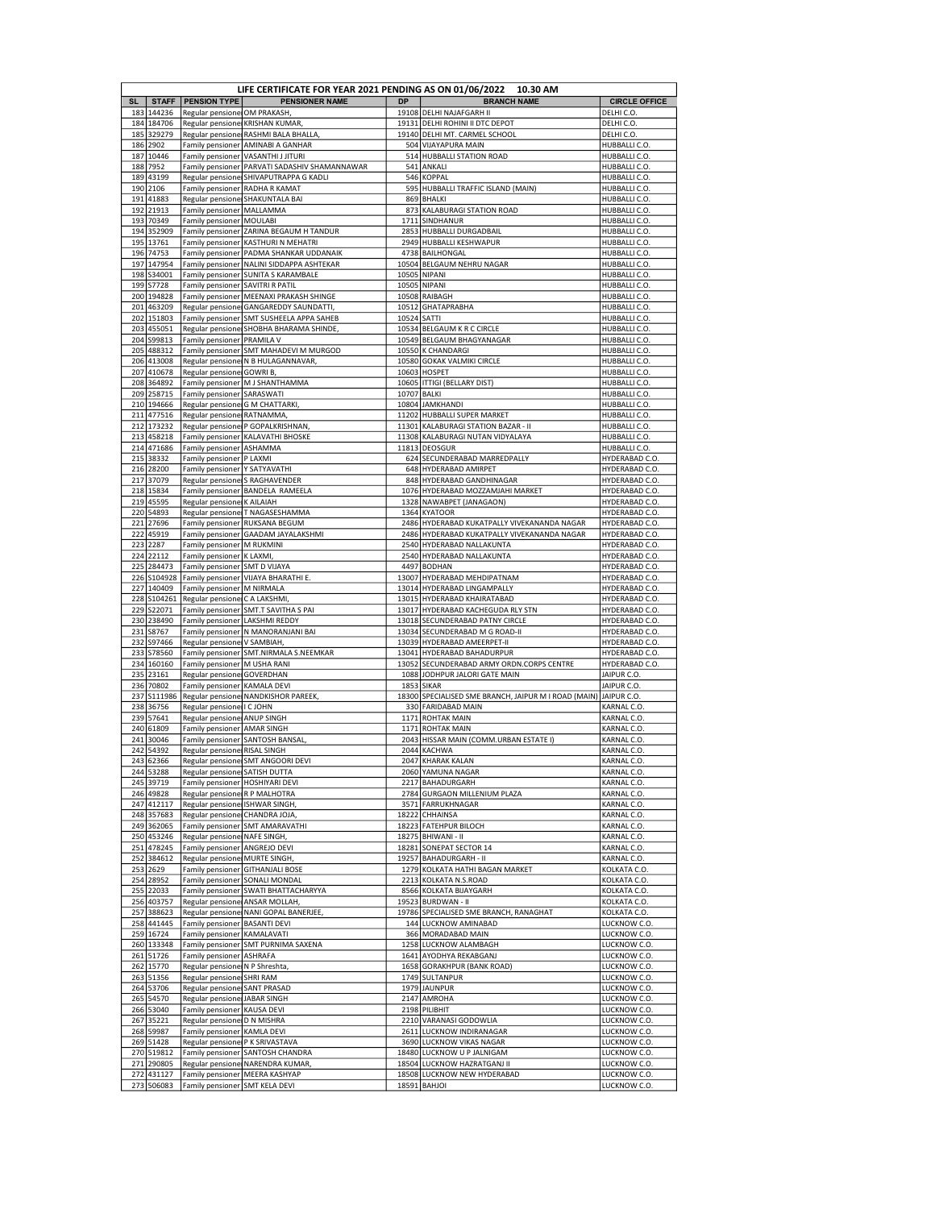# LIFE CERTIFICATE FOR YEAR 2021 PENDING AS ON 01/06/2022 10.30 AM

| SL | STAFF | PENSION TYPE | PENSIONER NAME | DP | BRANCH NAME | CIRCLE OFFICE |
|---|---|---|---|---|---|---|
| 183 | 144236 | Regular pensione | OM PRAKASH, | 19108 | DELHI NAJAFGARH II | DELHI C.O. |
| 184 | 184706 | Regular pensione | KRISHAN KUMAR, | 19131 | DELHI ROHINI II DTC DEPOT | DELHI C.O. |
| 185 | 329279 | Regular pensione | RASHMI BALA BHALLA, | 19140 | DELHI MT. CARMEL SCHOOL | DELHI C.O. |
| 186 | 2902 | Family pensioner | AMINABI A GANHAR | 504 | VIJAYAPURA MAIN | HUBBALLI C.O. |
| 187 | 10446 | Family pensioner | VASANTHI J JITURI | 514 | HUBBALLI STATION ROAD | HUBBALLI C.O. |
| 188 | 7952 | Family pensioner | PARVATI SADASHIV SHAMANNAWAR | 541 | ANKALI | HUBBALLI C.O. |
| 189 | 43199 | Regular pensione | SHIVAPUTRAPPA G KADLI | 546 | KOPPAL | HUBBALLI C.O. |
| 190 | 2106 | Family pensioner | RADHA R KAMAT | 595 | HUBBALLI TRAFFIC ISLAND (MAIN) | HUBBALLI C.O. |
| 191 | 41883 | Regular pensione | SHAKUNTALA BAI | 869 | BHALKI | HUBBALLI C.O. |
| 192 | 21913 | Family pensioner | MALLAMMA | 873 | KALABURAGI STATION ROAD | HUBBALLI C.O. |
| 193 | 70349 | Family pensioner | MOULABI | 1711 | SINDHANUR | HUBBALLI C.O. |
| 194 | 352909 | Family pensioner | ZARINA BEGAUM H TANDUR | 2853 | HUBBALLI DURGADBAIL | HUBBALLI C.O. |
| 195 | 13761 | Family pensioner | KASTHURI N MEHATRI | 2949 | HUBBALLI KESHWAPUR | HUBBALLI C.O. |
| 196 | 74753 | Family pensioner | PADMA SHANKAR UDDANAIK | 4738 | BAILHONGAL | HUBBALLI C.O. |
| 197 | 147954 | Family pensioner | NALINI SIDDAPPA ASHTEKAR | 10504 | BELGAUM NEHRU NAGAR | HUBBALLI C.O. |
| 198 | S34001 | Family pensioner | SUNITA S KARAMBALE | 10505 | NIPANI | HUBBALLI C.O. |
| 199 | S7728 | Family pensioner | SAVITRI R PATIL | 10505 | NIPANI | HUBBALLI C.O. |
| 200 | 194828 | Family pensioner | MEENAXI PRAKASH SHINGE | 10508 | RAIBAGH | HUBBALLI C.O. |
| 201 | 463209 | Regular pensione | GANGAREDDY SAUNDATTI, | 10512 | GHATAPRABHA | HUBBALLI C.O. |
| 202 | 151803 | Family pensioner | SMT SUSHEELA APPA SAHEB | 10524 | SATTI | HUBBALLI C.O. |
| 203 | 455051 | Regular pensione | SHOBHA BHARAMA SHINDE, | 10534 | BELGAUM K R C CIRCLE | HUBBALLI C.O. |
| 204 | S99813 | Family pensioner | PRAMILA V | 10549 | BELGAUM BHAGYANAGAR | HUBBALLI C.O. |
| 205 | 488312 | Family pensioner | SMT MAHADEVI M MURGOD | 10550 | K CHANDARGI | HUBBALLI C.O. |
| 206 | 413008 | Regular pensione | N B HULAGANNAVAR, | 10580 | GOKAK VALMIKI CIRCLE | HUBBALLI C.O. |
| 207 | 410678 | Regular pensione | GOWRI B, | 10603 | HOSPET | HUBBALLI C.O. |
| 208 | 364892 | Family pensioner | M J SHANTHAMMA | 10605 | ITTIGI (BELLARY DIST) | HUBBALLI C.O. |
| 209 | 258715 | Family pensioner | SARASWATI | 10707 | BALKI | HUBBALLI C.O. |
| 210 | 194666 | Regular pensione | G M CHATTARKI, | 10804 | JAMKHANDI | HUBBALLI C.O. |
| 211 | 477516 | Regular pensione | RATNAMMA, | 11202 | HUBBALLI SUPER MARKET | HUBBALLI C.O. |
| 212 | 173232 | Regular pensione | P GOPALKRISHNAN, | 11301 | KALABURAGI STATION BAZAR - II | HUBBALLI C.O. |
| 213 | 458218 | Family pensioner | KALAVATHI BHOSKE | 11308 | KALABURAGI NUTAN VIDYALAYA | HUBBALLI C.O. |
| 214 | 471686 | Family pensioner | ASHAMMA | 11813 | DEOSGUR | HUBBALLI C.O. |
| 215 | 38332 | Family pensioner | P LAXMI | 624 | SECUNDERABAD MARREDPALLY | HYDERABAD C.O. |
| 216 | 28200 | Family pensioner | Y SATYAVATHI | 648 | HYDERABAD AMIRPET | HYDERABAD C.O. |
| 217 | 37079 | Regular pensione | S RAGHAVENDER | 848 | HYDERABAD GANDHINAGAR | HYDERABAD C.O. |
| 218 | 15834 | Family pensioner | BANDELA RAMEELA | 1076 | HYDERABAD MOZZAMJAHI MARKET | HYDERABAD C.O. |
| 219 | 45595 | Regular pensione | K AILAIAH | 1328 | NAWABPET (JANAGAON) | HYDERABAD C.O. |
| 220 | 54893 | Regular pensione | T NAGASESHAMMA | 1364 | KYATOOR | HYDERABAD C.O. |
| 221 | 27696 | Family pensioner | RUKSANA BEGUM | 2486 | HYDERABAD KUKATPALLY VIVEKANANDA NAGAR | HYDERABAD C.O. |
| 222 | 45919 | Family pensioner | GAADAM JAYALAKSHMI | 2486 | HYDERABAD KUKATPALLY VIVEKANANDA NAGAR | HYDERABAD C.O. |
| 223 | 2287 | Family pensioner | M RUKMINI | 2540 | HYDERABAD NALLAKUNTA | HYDERABAD C.O. |
| 224 | 22112 | Family pensioner | K LAXMI, | 2540 | HYDERABAD NALLAKUNTA | HYDERABAD C.O. |
| 225 | 284473 | Family pensioner | SMT D VIJAYA | 4497 | BODHAN | HYDERABAD C.O. |
| 226 | S104928 | Family pensioner | VIJAYA BHARATHI E. | 13007 | HYDERABAD MEHDIPATNAM | HYDERABAD C.O. |
| 227 | 140409 | Family pensioner | M NIRMALA | 13014 | HYDERABAD LINGAMPALLY | HYDERABAD C.O. |
| 228 | S104261 | Regular pensione | C A LAKSHMI, | 13015 | HYDERABAD KHAIRATABAD | HYDERABAD C.O. |
| 229 | S22071 | Family pensioner | SMT.T SAVITHA S PAI | 13017 | HYDERABAD KACHEGUDA RLY STN | HYDERABAD C.O. |
| 230 | 238490 | Family pensioner | LAKSHMI REDDY | 13018 | SECUNDERABAD PATNY CIRCLE | HYDERABAD C.O. |
| 231 | S8767 | Family pensioner | N MANORANJANI BAI | 13034 | SECUNDERABAD M G ROAD-II | HYDERABAD C.O. |
| 232 | S97466 | Regular pensione | V SAMBIAH, | 13039 | HYDERABAD AMEERPET-II | HYDERABAD C.O. |
| 233 | S78560 | Family pensioner | SMT.NIRMALA S.NEEMKAR | 13041 | HYDERABAD BAHADURPUR | HYDERABAD C.O. |
| 234 | 160160 | Family pensioner | M USHA RANI | 13052 | SECUNDERABAD ARMY ORDN.CORPS CENTRE | HYDERABAD C.O. |
| 235 | 23161 | Regular pensione | GOVERDHAN | 1088 | JODHPUR JALORI GATE MAIN | JAIPUR C.O. |
| 236 | 70802 | Family pensioner | KAMALA DEVI | 1853 | SIKAR | JAIPUR C.O. |
| 237 | S111986 | Regular pensione | NANDKISHOR PAREEK, | 18300 | SPECIALISED SME BRANCH, JAIPUR M I ROAD (MAIN) | JAIPUR C.O. |
| 238 | 36756 | Regular pensione | I C JOHN | 330 | FARIDABAD MAIN | KARNAL C.O. |
| 239 | 57641 | Regular pensione | ANUP SINGH | 1171 | ROHTAK MAIN | KARNAL C.O. |
| 240 | 61809 | Family pensioner | AMAR SINGH | 1171 | ROHTAK MAIN | KARNAL C.O. |
| 241 | 30046 | Family pensioner | SANTOSH BANSAL, | 2043 | HISSAR MAIN (COMM.URBAN ESTATE I) | KARNAL C.O. |
| 242 | 54392 | Regular pensione | RISAL SINGH | 2044 | KACHWA | KARNAL C.O. |
| 243 | 62366 | Regular pensione | SMT ANGOORI DEVI | 2047 | KHARAK KALAN | KARNAL C.O. |
| 244 | 53288 | Regular pensione | SATISH DUTTA | 2060 | YAMUNA NAGAR | KARNAL C.O. |
| 245 | 39719 | Family pensioner | HOSHIYARI DEVI | 2217 | BAHADURGARH | KARNAL C.O. |
| 246 | 49828 | Regular pensione | R P MALHOTRA | 2784 | GURGAON MILLENIUM PLAZA | KARNAL C.O. |
| 247 | 412117 | Regular pensione | ISHWAR SINGH, | 3571 | FARRUKHNAGAR | KARNAL C.O. |
| 248 | 357683 | Regular pensione | CHANDRA JOJA, | 18222 | CHHAINSA | KARNAL C.O. |
| 249 | 362065 | Family pensioner | SMT AMARAVATHI | 18223 | FATEHPUR BILOCH | KARNAL C.O. |
| 250 | 453246 | Regular pensione | NAFE SINGH, | 18275 | BHIWANI - II | KARNAL C.O. |
| 251 | 478245 | Family pensioner | ANGREJO DEVI | 18281 | SONEPAT SECTOR 14 | KARNAL C.O. |
| 252 | 384612 | Regular pensione | MURTE SINGH, | 19257 | BAHADURGARH - II | KARNAL C.O. |
| 253 | 2629 | Family pensioner | GITHANJALI BOSE | 1279 | KOLKATA HATHI BAGAN MARKET | KOLKATA C.O. |
| 254 | 28952 | Family pensioner | SONALI MONDAL | 2213 | KOLKATA N.S.ROAD | KOLKATA C.O. |
| 255 | 22033 | Family pensioner | SWATI BHATTACHARYYA | 8566 | KOLKATA BIJAYGARH | KOLKATA C.O. |
| 256 | 403757 | Regular pensione | ANSAR MOLLAH, | 19523 | BURDWAN - II | KOLKATA C.O. |
| 257 | 388623 | Regular pensione | NANI GOPAL BANERJEE, | 19786 | SPECIALISED SME BRANCH, RANAGHAT | KOLKATA C.O. |
| 258 | 441445 | Family pensioner | BASANTI DEVI | 144 | LUCKNOW AMINABAD | LUCKNOW C.O. |
| 259 | 16724 | Family pensioner | KAMALAVATI | 366 | MORADABAD MAIN | LUCKNOW C.O. |
| 260 | 133348 | Family pensioner | SMT PURNIMA SAXENA | 1258 | LUCKNOW ALAMBAGH | LUCKNOW C.O. |
| 261 | 51726 | Family pensioner | ASHRAFA | 1641 | AYODHYA REKABGANJ | LUCKNOW C.O. |
| 262 | 15770 | Regular pensione | N P Shreshta, | 1658 | GORAKHPUR (BANK ROAD) | LUCKNOW C.O. |
| 263 | 51356 | Regular pensione | SHRI RAM | 1749 | SULTANPUR | LUCKNOW C.O. |
| 264 | 53706 | Regular pensione | SANT PRASAD | 1979 | JAUNPUR | LUCKNOW C.O. |
| 265 | 54570 | Regular pensione | JABAR SINGH | 2147 | AMROHA | LUCKNOW C.O. |
| 266 | 53040 | Family pensioner | KAUSA DEVI | 2198 | PILIBHIT | LUCKNOW C.O. |
| 267 | 35221 | Regular pensione | D N MISHRA | 2210 | VARANASI GODOWLIA | LUCKNOW C.O. |
| 268 | 59987 | Family pensioner | KAMLA DEVI | 2611 | LUCKNOW INDIRANAGAR | LUCKNOW C.O. |
| 269 | 51428 | Regular pensione | P K SRIVASTAVA | 3690 | LUCKNOW VIKAS NAGAR | LUCKNOW C.O. |
| 270 | 519812 | Family pensioner | SANTOSH CHANDRA | 18480 | LUCKNOW U P JALNIGAM | LUCKNOW C.O. |
| 271 | 290805 | Regular pensione | NARENDRA KUMAR, | 18504 | LUCKNOW HAZRATGANJ II | LUCKNOW C.O. |
| 272 | 431127 | Family pensioner | MEERA KASHYAP | 18508 | LUCKNOW NEW HYDERABAD | LUCKNOW C.O. |
| 273 | 506083 | Family pensioner | SMT KELA DEVI | 18591 | BAHJOI | LUCKNOW C.O. |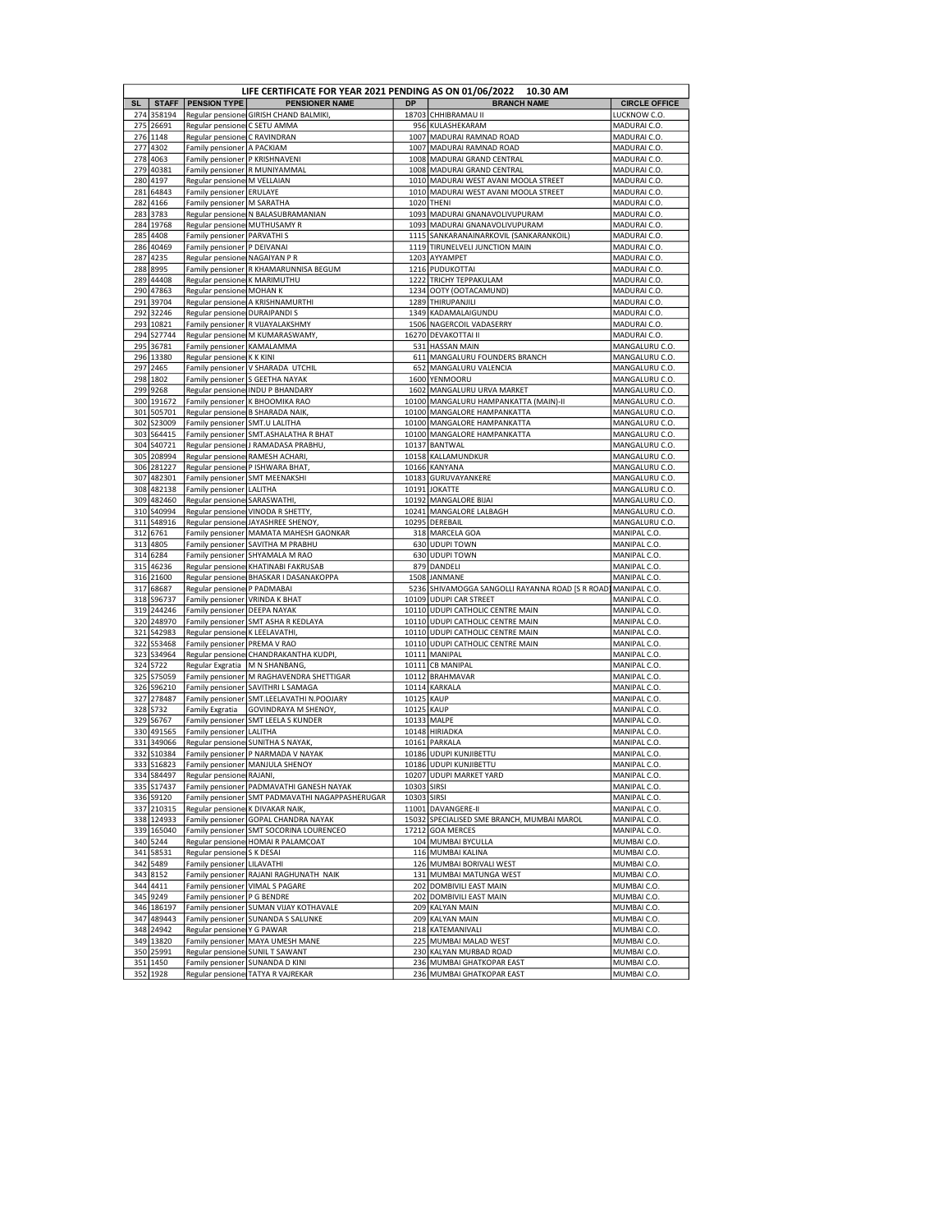**LIFE CERTIFICATE FOR YEAR 2021 PENDING AS ON 01/06/2022 10.30 AM**

| SL | STAFF | PENSION TYPE | PENSIONER NAME | DP | BRANCH NAME | CIRCLE OFFICE |
|---|---|---|---|---|---|---|
| 274 | 358194 | Regular pensione | GIRISH CHAND BALMIKI, | 18703 | CHHIBRAMAU II | LUCKNOW C.O. |
| 275 | 26691 | Regular pensione | C SETU AMMA | 956 | KULASHEKARAM | MADURAI C.O. |
| 276 | 1148 | Regular pensione | C RAVINDRAN | 1007 | MADURAI RAMNAD ROAD | MADURAI C.O. |
| 277 | 4302 | Family pensioner | A PACKIAM | 1007 | MADURAI RAMNAD ROAD | MADURAI C.O. |
| 278 | 4063 | Family pensioner | P KRISHNAVENI | 1008 | MADURAI GRAND CENTRAL | MADURAI C.O. |
| 279 | 40381 | Family pensioner | R MUNIYAMMAL | 1008 | MADURAI GRAND CENTRAL | MADURAI C.O. |
| 280 | 4197 | Regular pensione | M VELLAIAN | 1010 | MADURAI WEST AVANI MOOLA STREET | MADURAI C.O. |
| 281 | 64843 | Family pensioner | ERULAYE | 1010 | MADURAI WEST AVANI MOOLA STREET | MADURAI C.O. |
| 282 | 4166 | Family pensioner | M SARATHA | 1020 | THENI | MADURAI C.O. |
| 283 | 3783 | Regular pensione | N BALASUBRAMANIAN | 1093 | MADURAI GNANAVOLIVUPURAM | MADURAI C.O. |
| 284 | 19768 | Regular pensione | MUTHUSAMY R | 1093 | MADURAI GNANAVOLIVUPURAM | MADURAI C.O. |
| 285 | 4408 | Family pensioner | PARVATHI S | 1115 | SANKARANAINARKOVIL (SANKARANKOIL) | MADURAI C.O. |
| 286 | 40469 | Family pensioner | P DEIVANAI | 1119 | TIRUNELVELI JUNCTION MAIN | MADURAI C.O. |
| 287 | 4235 | Regular pensione | NAGAIYAN P R | 1203 | AYYAMPET | MADURAI C.O. |
| 288 | 8995 | Family pensioner | R KHAMARUNNISA BEGUM | 1216 | PUDUKOTTAI | MADURAI C.O. |
| 289 | 44408 | Regular pensione | K MARIMUTHU | 1222 | TRICHY TEPPAKULAM | MADURAI C.O. |
| 290 | 47863 | Regular pensione | MOHAN K | 1234 | OOTY (OOTACAMUND) | MADURAI C.O. |
| 291 | 39704 | Regular pensione | A KRISHNAMURTHI | 1289 | THIRUPANJILI | MADURAI C.O. |
| 292 | 32246 | Regular pensione | DURAIPANDI S | 1349 | KADAMALAIGUNDU | MADURAI C.O. |
| 293 | 10821 | Family pensioner | R VIJAYALAKSHMY | 1506 | NAGERCOIL VADASERRY | MADURAI C.O. |
| 294 | S27744 | Regular pensione | M KUMARASWAMY, | 16270 | DEVAKOTTAI II | MADURAI C.O. |
| 295 | 36781 | Family pensioner | KAMALAMMA | 531 | HASSAN MAIN | MANGALURU C.O. |
| 296 | 13380 | Regular pensione | K K KINI | 611 | MANGALURU FOUNDERS BRANCH | MANGALURU C.O. |
| 297 | 2465 | Family pensioner | V SHARADA UTCHIL | 652 | MANGALURU VALENCIA | MANGALURU C.O. |
| 298 | 1802 | Family pensioner | S GEETHA NAYAK | 1600 | YENMOORU | MANGALURU C.O. |
| 299 | 9268 | Regular pensione | INDU P BHANDARY | 1602 | MANGALURU URVA MARKET | MANGALURU C.O. |
| 300 | 191672 | Family pensioner | K BHOOMIKA RAO | 10100 | MANGALURU HAMPANKATTA (MAIN)-II | MANGALURU C.O. |
| 301 | 505701 | Regular pensione | B SHARADA NAIK, | 10100 | MANGALORE HAMPANKATTA | MANGALURU C.O. |
| 302 | S23009 | Family pensioner | SMT.U LALITHA | 10100 | MANGALORE HAMPANKATTA | MANGALURU C.O. |
| 303 | S64415 | Family pensioner | SMT.ASHALATHA R BHAT | 10100 | MANGALORE HAMPANKATTA | MANGALURU C.O. |
| 304 | S40721 | Regular pensione | J RAMADASA PRABHU, | 10137 | BANTWAL | MANGALURU C.O. |
| 305 | 208994 | Regular pensione | RAMESH ACHARI, | 10158 | KALLAMUNDKUR | MANGALURU C.O. |
| 306 | 281227 | Regular pensione | P ISHWARA BHAT, | 10166 | KANYANA | MANGALURU C.O. |
| 307 | 482301 | Family pensioner | SMT MEENAKSHI | 10183 | GURUVAYANKERE | MANGALURU C.O. |
| 308 | 482138 | Family pensioner | LALITHA | 10191 | JOKATTE | MANGALURU C.O. |
| 309 | 482460 | Regular pensione | SARASWATHI, | 10192 | MANGALORE BIJAI | MANGALURU C.O. |
| 310 | S40994 | Regular pensione | VINODA R SHETTY, | 10241 | MANGALORE LALBAGH | MANGALURU C.O. |
| 311 | S48916 | Regular pensione | JAYASHREE SHENOY, | 10295 | DEREBAIL | MANGALURU C.O. |
| 312 | 6761 | Family pensioner | MAMATA MAHESH GAONKAR | 318 | MARCELA GOA | MANIPAL C.O. |
| 313 | 4805 | Family pensioner | SAVITHA M PRABHU | 630 | UDUPI TOWN | MANIPAL C.O. |
| 314 | 6284 | Family pensioner | SHYAMALA M RAO | 630 | UDUPI TOWN | MANIPAL C.O. |
| 315 | 46236 | Regular pensione | KHATINABI FAKRUSAB | 879 | DANDELI | MANIPAL C.O. |
| 316 | 21600 | Regular pensione | BHASKAR I DASANAKOPPA | 1508 | JANMANE | MANIPAL C.O. |
| 317 | 68687 | Regular pensione | P PADMABAI | 5236 | SHIVAMOGGA SANGOLLI RAYANNA ROAD [S R ROAD] | MANIPAL C.O. |
| 318 | S96737 | Family pensioner | VRINDA K BHAT | 10109 | UDUPI CAR STREET | MANIPAL C.O. |
| 319 | 244246 | Family pensioner | DEEPA NAYAK | 10110 | UDUPI CATHOLIC CENTRE MAIN | MANIPAL C.O. |
| 320 | 248970 | Family pensioner | SMT ASHA R KEDLAYA | 10110 | UDUPI CATHOLIC CENTRE MAIN | MANIPAL C.O. |
| 321 | S42983 | Regular pensione | K LEELAVATHI, | 10110 | UDUPI CATHOLIC CENTRE MAIN | MANIPAL C.O. |
| 322 | S53468 | Family pensioner | PREMA V RAO | 10110 | UDUPI CATHOLIC CENTRE MAIN | MANIPAL C.O. |
| 323 | S34964 | Regular pensione | CHANDRAKANTHA KUDPI, | 10111 | MANIPAL | MANIPAL C.O. |
| 324 | S722 | Regular Exgratia | M N SHANBANG, | 10111 | CB MANIPAL | MANIPAL C.O. |
| 325 | S75059 | Family pensioner | M RAGHAVENDRA SHETTIGAR | 10112 | BRAHMAVAR | MANIPAL C.O. |
| 326 | S96210 | Family pensioner | SAVITHRI L SAMAGA | 10114 | KARKALA | MANIPAL C.O. |
| 327 | 278487 | Family pensioner | SMT.LEELAVATHI N.POOJARY | 10125 | KAUP | MANIPAL C.O. |
| 328 | S732 | Family Exgratia | GOVINDRAYA M SHENOY, | 10125 | KAUP | MANIPAL C.O. |
| 329 | S6767 | Family pensioner | SMT LEELA S KUNDER | 10133 | MALPE | MANIPAL C.O. |
| 330 | 491565 | Family pensioner | LALITHA | 10148 | HIRIADKA | MANIPAL C.O. |
| 331 | 349066 | Regular pensione | SUNITHA S NAYAK, | 10161 | PARKALA | MANIPAL C.O. |
| 332 | S10384 | Family pensioner | P NARMADA V NAYAK | 10186 | UDUPI KUNJIBETTU | MANIPAL C.O. |
| 333 | S16823 | Family pensioner | MANJULA SHENOY | 10186 | UDUPI KUNJIBETTU | MANIPAL C.O. |
| 334 | S84497 | Regular pensione | RAJANI, | 10207 | UDUPI MARKET YARD | MANIPAL C.O. |
| 335 | S17437 | Family pensioner | PADMAVATHI GANESH NAYAK | 10303 | SIRSI | MANIPAL C.O. |
| 336 | S9120 | Family pensioner | SMT PADMAVATHI NAGAPPASHERUGAR | 10303 | SIRSI | MANIPAL C.O. |
| 337 | 210315 | Regular pensione | K DIVAKAR NAIK, | 11001 | DAVANGERE-II | MANIPAL C.O. |
| 338 | 124933 | Family pensioner | GOPAL CHANDRA NAYAK | 15032 | SPECIALISED SME BRANCH, MUMBAI MAROL | MANIPAL C.O. |
| 339 | 165040 | Family pensioner | SMT SOCORINA LOURENCEO | 17212 | GOA MERCES | MANIPAL C.O. |
| 340 | 5244 | Regular pensione | HOMAI R PALAMCOAT | 104 | MUMBAI BYCULLA | MUMBAI C.O. |
| 341 | 58531 | Regular pensione | S K DESAI | 116 | MUMBAI KALINA | MUMBAI C.O. |
| 342 | 5489 | Family pensioner | LILAVATHI | 126 | MUMBAI BORIVALI WEST | MUMBAI C.O. |
| 343 | 8152 | Family pensioner | RAJANI RAGHUNATH NAIK | 131 | MUMBAI MATUNGA WEST | MUMBAI C.O. |
| 344 | 4411 | Family pensioner | VIMAL S PAGARE | 202 | DOMBIVILI EAST MAIN | MUMBAI C.O. |
| 345 | 9249 | Family pensioner | P G BENDRE | 202 | DOMBIVILI EAST MAIN | MUMBAI C.O. |
| 346 | 186197 | Family pensioner | SUMAN VIJAY KOTHAVALE | 209 | KALYAN MAIN | MUMBAI C.O. |
| 347 | 489443 | Family pensioner | SUNANDA S SALUNKE | 209 | KALYAN MAIN | MUMBAI C.O. |
| 348 | 24942 | Regular pensione | Y G PAWAR | 218 | KATEMANIVALI | MUMBAI C.O. |
| 349 | 13820 | Family pensioner | MAYA UMESH MANE | 225 | MUMBAI MALAD WEST | MUMBAI C.O. |
| 350 | 25991 | Regular pensione | SUNIL T SAWANT | 230 | KALYAN MURBAD ROAD | MUMBAI C.O. |
| 351 | 1450 | Family pensioner | SUNANDA D KINI | 236 | MUMBAI GHATKOPAR EAST | MUMBAI C.O. |
| 352 | 1928 | Regular pensione | TATYA R VAJREKAR | 236 | MUMBAI GHATKOPAR EAST | MUMBAI C.O. |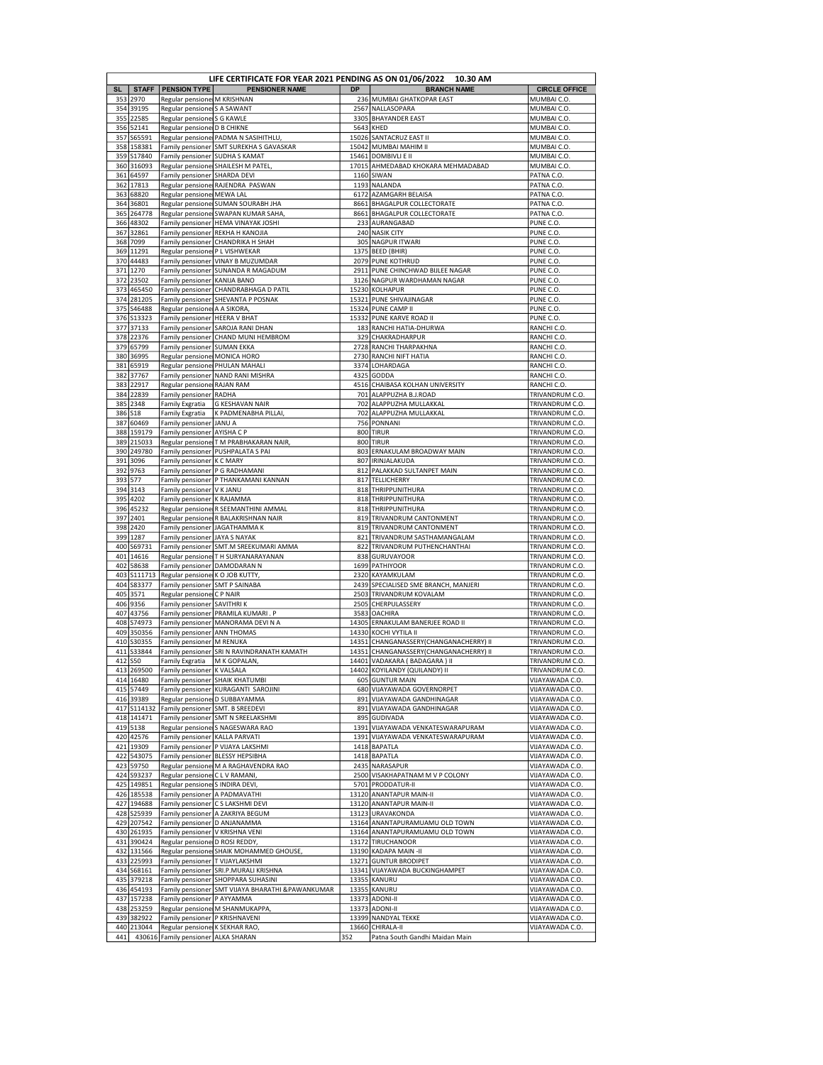| LIFE CERTIFICATE FOR YEAR 2021 PENDING AS ON 01/06/2022 10.30 AM | | | | | | |
|---|---|---|---|---|---|---|
| SL | STAFF | PENSION TYPE | PENSIONER NAME | DP | BRANCH NAME | CIRCLE OFFICE |
| 353 | 2970 | Regular pensione | M KRISHNAN | 236 | MUMBAI GHATKOPAR EAST | MUMBAI C.O. |
| 354 | 39195 | Regular pensione | S A SAWANT | 2567 | NALLASOPARA | MUMBAI C.O. |
| 355 | 22585 | Regular pensione | S G KAWLE | 3305 | BHAYANDER EAST | MUMBAI C.O. |
| 356 | 52141 | Regular pensione | D B CHIKNE | 5643 | KHED | MUMBAI C.O. |
| 357 | S65591 | Regular pensione | PADMA N SASIHITHLU, | 15026 | SANTACRUZ EAST II | MUMBAI C.O. |
| 358 | 158381 | Family pensioner | SMT SUREKHA S GAVASKAR | 15042 | MUMBAI MAHIM II | MUMBAI C.O. |
| 359 | S17840 | Family pensioner | SUDHA S KAMAT | 15461 | DOMBIVLI E II | MUMBAI C.O. |
| 360 | 316093 | Regular pensione | SHAILESH M PATEL, | 17015 | AHMEDABAD KHOKARA MEHMADABAD | MUMBAI C.O. |
| 361 | 64597 | Family pensioner | SHARDA DEVI | 1160 | SIWAN | PATNA C.O. |
| 362 | 17813 | Regular pensione | RAJENDRA PASWAN | 1193 | NALANDA | PATNA C.O. |
| 363 | 68820 | Regular pensione | MEWA LAL | 6172 | AZAMGARH BELAISA | PATNA C.O. |
| 364 | 36801 | Regular pensione | SUMAN SOURABH JHA | 8661 | BHAGALPUR COLLECTORATE | PATNA C.O. |
| 365 | 264778 | Regular pensione | SWAPAN KUMAR SAHA, | 8661 | BHAGALPUR COLLECTORATE | PATNA C.O. |
| 366 | 48302 | Family pensioner | HEMA VINAYAK JOSHI | 233 | AURANGABAD | PUNE C.O. |
| 367 | 32861 | Family pensioner | REKHA H KANOJIA | 240 | NASIK CITY | PUNE C.O. |
| 368 | 7099 | Family pensioner | CHANDRIKA H SHAH | 305 | NAGPUR ITWARI | PUNE C.O. |
| 369 | 11291 | Regular pensione | P L VISHWEKAR | 1375 | BEED (BHIR) | PUNE C.O. |
| 370 | 44483 | Family pensioner | VINAY B MUZUMDAR | 2079 | PUNE KOTHRUD | PUNE C.O. |
| 371 | 1270 | Family pensioner | SUNANDA R MAGADUM | 2911 | PUNE CHINCHWAD BIJLEE NAGAR | PUNE C.O. |
| 372 | 23502 | Family pensioner | KANIJA BANO | 3126 | NAGPUR WARDHAMAN NAGAR | PUNE C.O. |
| 373 | 465450 | Family pensioner | CHANDRABHAGA D PATIL | 15230 | KOLHAPUR | PUNE C.O. |
| 374 | 281205 | Family pensioner | SHEVANTA P POSNAK | 15321 | PUNE SHIVAJINAGAR | PUNE C.O. |
| 375 | S46488 | Regular pensione | A A SIKORA, | 15324 | PUNE CAMP II | PUNE C.O. |
| 376 | S13323 | Family pensioner | HEERA V BHAT | 15332 | PUNE KARVE ROAD II | PUNE C.O. |
| 377 | 37133 | Family pensioner | SAROJA RANI DHAN | 183 | RANCHI HATIA-DHURWA | RANCHI C.O. |
| 378 | 22376 | Family pensioner | CHAND MUNI HEMBROM | 329 | CHAKRADHARPUR | RANCHI C.O. |
| 379 | 65799 | Family pensioner | SUMAN EKKA | 2728 | RANCHI THARPAKHNA | RANCHI C.O. |
| 380 | 36995 | Regular pensione | MONICA HORO | 2730 | RANCHI NIFT HATIA | RANCHI C.O. |
| 381 | 65919 | Regular pensione | PHULAN MAHALI | 3374 | LOHARDAGA | RANCHI C.O. |
| 382 | 37767 | Family pensioner | NAND RANI MISHRA | 4325 | GODDA | RANCHI C.O. |
| 383 | 22917 | Regular pensione | RAJAN RAM | 4516 | CHAIBASA KOLHAN UNIVERSITY | RANCHI C.O. |
| 384 | 22839 | Family pensioner | RADHA | 701 | ALAPPUZHA B.J.ROAD | TRIVANDRUM C.O. |
| 385 | 2348 | Family Exgratia | G KESHAVAN NAIR | 702 | ALAPPUZHA MULLAKKAL | TRIVANDRUM C.O. |
| 386 | S18 | Family Exgratia | K PADMENABHA PILLAI, | 702 | ALAPPUZHA MULLAKKAL | TRIVANDRUM C.O. |
| 387 | 60469 | Family pensioner | JANU A | 756 | PONNANI | TRIVANDRUM C.O. |
| 388 | 159179 | Family pensioner | AYISHA C P | 800 | TIRUR | TRIVANDRUM C.O. |
| 389 | 215033 | Regular pensione | T M PRABHAKARAN NAIR, | 800 | TIRUR | TRIVANDRUM C.O. |
| 390 | 249780 | Family pensioner | PUSHPALATA S PAI | 803 | ERNAKULAM BROADWAY MAIN | TRIVANDRUM C.O. |
| 391 | 3096 | Family pensioner | K C MARY | 807 | IRINJALAKUDA | TRIVANDRUM C.O. |
| 392 | 9763 | Family pensioner | P G RADHAMANI | 812 | PALAKKAD SULTANPET MAIN | TRIVANDRUM C.O. |
| 393 | 577 | Family pensioner | P THANKAMANI KANNAN | 817 | TELLICHERRY | TRIVANDRUM C.O. |
| 394 | 3143 | Family pensioner | V K JANU | 818 | THRIPPUNITHURA | TRIVANDRUM C.O. |
| 395 | 4202 | Family pensioner | K RAJAMMA | 818 | THRIPPUNITHURA | TRIVANDRUM C.O. |
| 396 | 45232 | Regular pensione | R SEEMANTHINI AMMAL | 818 | THRIPPUNITHURA | TRIVANDRUM C.O. |
| 397 | 2401 | Regular pensione | R BALAKRISHNAN NAIR | 819 | TRIVANDRUM CANTONMENT | TRIVANDRUM C.O. |
| 398 | 2420 | Family pensioner | JAGATHAMMA K | 819 | TRIVANDRUM CANTONMENT | TRIVANDRUM C.O. |
| 399 | 1287 | Family pensioner | JAYA S NAYAK | 821 | TRIVANDRUM SASTHAMANGALAM | TRIVANDRUM C.O. |
| 400 | S69731 | Family pensioner | SMT.M SREEKUMARI AMMA | 822 | TRIVANDRUM PUTHENCHANTHAI | TRIVANDRUM C.O. |
| 401 | 14616 | Regular pensione | T H SURYANARAYANAN | 838 | GURUVAYOOR | TRIVANDRUM C.O. |
| 402 | 58638 | Family pensioner | DAMODARAN N | 1699 | PATHIYOOR | TRIVANDRUM C.O. |
| 403 | S111713 | Regular pensione | K O JOB KUTTY, | 2320 | KAYAMKULAM | TRIVANDRUM C.O. |
| 404 | S83377 | Family pensioner | SMT P SAINABA | 2439 | SPECIALISED SME BRANCH, MANJERI | TRIVANDRUM C.O. |
| 405 | 3571 | Regular pensione | C P NAIR | 2503 | TRIVANDRUM KOVALAM | TRIVANDRUM C.O. |
| 406 | 9356 | Family pensioner | SAVITHRI K | 2505 | CHERPULASSERY | TRIVANDRUM C.O. |
| 407 | 43756 | Family pensioner | PRAMILA KUMARI . P | 3583 | OACHIRA | TRIVANDRUM C.O. |
| 408 | S74973 | Family pensioner | MANORAMA DEVI N A | 14305 | ERNAKULAM BANERJEE ROAD II | TRIVANDRUM C.O. |
| 409 | 350356 | Family pensioner | ANN THOMAS | 14330 | KOCHI VYTILA II | TRIVANDRUM C.O. |
| 410 | S30355 | Family pensioner | M RENUKA | 14351 | CHANGANASSERY(CHANGANACHERRY) II | TRIVANDRUM C.O. |
| 411 | S33844 | Family pensioner | SRI N RAVINDRANATH KAMATH | 14351 | CHANGANASSERY(CHANGANACHERRY) II | TRIVANDRUM C.O. |
| 412 | S50 | Family Exgratia | M K GOPALAN, | 14401 | VADAKARA ( BADAGARA ) II | TRIVANDRUM C.O. |
| 413 | 269500 | Family pensioner | K VALSALA | 14402 | KOYILANDY (QUILANDY) II | TRIVANDRUM C.O. |
| 414 | 16480 | Family pensioner | SHAIK KHATUMBI | 605 | GUNTUR MAIN | VIJAYAWADA C.O. |
| 415 | 57449 | Family pensioner | KURAGANTI SAROJINI | 680 | VIJAYAWADA GOVERNORPET | VIJAYAWADA C.O. |
| 416 | 39389 | Regular pensione | D SUBBAYAMMA | 891 | VIJAYAWADA GANDHINAGAR | VIJAYAWADA C.O. |
| 417 | S114132 | Family pensioner | SMT. B SREEDEVI | 891 | VIJAYAWADA GANDHINAGAR | VIJAYAWADA C.O. |
| 418 | 141471 | Family pensioner | SMT N SREELAKSHMI | 895 | GUDIVADA | VIJAYAWADA C.O. |
| 419 | 5138 | Regular pensione | S NAGESWARA RAO | 1391 | VIJAYAWADA VENKATESWARAPURAM | VIJAYAWADA C.O. |
| 420 | 42576 | Family pensioner | KALLA PARVATI | 1391 | VIJAYAWADA VENKATESWARAPURAM | VIJAYAWADA C.O. |
| 421 | 19309 | Family pensioner | P VIJAYA LAKSHMI | 1418 | BAPATLA | VIJAYAWADA C.O. |
| 422 | 543075 | Family pensioner | BLESSY HEPSIBHA | 1418 | BAPATLA | VIJAYAWADA C.O. |
| 423 | 59750 | Regular pensione | M A RAGHAVENDRA RAO | 2435 | NARASAPUR | VIJAYAWADA C.O. |
| 424 | S93237 | Regular pensione | C L V RAMANI, | 2500 | VISAKHAPATNAM M V P COLONY | VIJAYAWADA C.O. |
| 425 | 149851 | Regular pensione | S INDIRA DEVI, | 5701 | PRODDATUR-II | VIJAYAWADA C.O. |
| 426 | 185538 | Family pensioner | A PADMAVATHI | 13120 | ANANTAPUR MAIN-II | VIJAYAWADA C.O. |
| 427 | 194688 | Family pensioner | C S LAKSHMI DEVI | 13120 | ANANTAPUR MAIN-II | VIJAYAWADA C.O. |
| 428 | S25939 | Family pensioner | A ZAKRIYA BEGUM | 13123 | URAVAKONDA | VIJAYAWADA C.O. |
| 429 | 207542 | Family pensioner | D ANJANAMMA | 13164 | ANANTAPURAMUAMU OLD TOWN | VIJAYAWADA C.O. |
| 430 | 261935 | Family pensioner | V KRISHNA VENI | 13164 | ANANTAPURAMUAMU OLD TOWN | VIJAYAWADA C.O. |
| 431 | 390424 | Regular pensione | D ROSI REDDY, | 13172 | TIRUCHANOOR | VIJAYAWADA C.O. |
| 432 | 131566 | Regular pensione | SHAIK MOHAMMED GHOUSE, | 13190 | KADAPA MAIN -II | VIJAYAWADA C.O. |
| 433 | 225993 | Family pensioner | T VIJAYLAKSHMI | 13271 | GUNTUR BRODIPET | VIJAYAWADA C.O. |
| 434 | S68161 | Family pensioner | SRI.P.MURALI KRISHNA | 13341 | VIJAYAWADA BUCKINGHAMPET | VIJAYAWADA C.O. |
| 435 | 379218 | Family pensioner | SHOPPARA SUHASINI | 13355 | KANURU | VIJAYAWADA C.O. |
| 436 | 454193 | Family pensioner | SMT VIJAYA BHARATHI &PAWANKUMAR | 13355 | KANURU | VIJAYAWADA C.O. |
| 437 | 157238 | Family pensioner | P AYYAMMA | 13373 | ADONI-II | VIJAYAWADA C.O. |
| 438 | 253259 | Regular pensione | M SHANMUKAPPA, | 13373 | ADONI-II | VIJAYAWADA C.O. |
| 439 | 382922 | Family pensioner | P KRISHNAVENI | 13399 | NANDYAL TEKKE | VIJAYAWADA C.O. |
| 440 | 213044 | Regular pensione | K SEKHAR RAO, | 13660 | CHIRALA-II | VIJAYAWADA C.O. |
| 441 | 430616 | Family pensioner | ALKA SHARAN | 352 | Patna South Gandhi Maidan Main | |